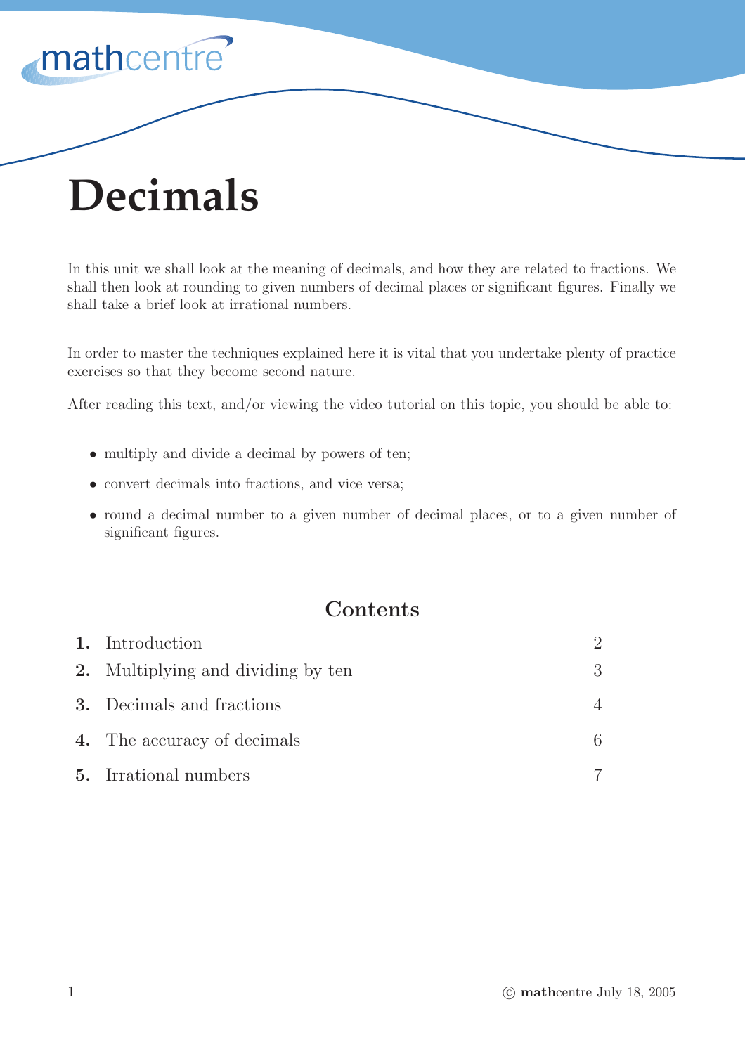# Decimals

In this unit we shall look at the meaning of decimals, and how they are related to fractions. We shall then look at rounding to given numbers of decimal places or significant figures. Finally we shall take a brief look at irrational numbers.

In order to master the techniques explained here it is vital that you undertake plenty of practice exercises so that they become second nature.

After reading this text, and/or viewing the video tutorial on this topic, you should be able to:

- multiply and divide a decimal by powers of ten;
- convert decimals into fractions, and vice versa;
- round a decimal number to a given number of decimal places, or to a given number of significant figures.

## Contents

| | | |
|---|---|---|
| **1.** | Introduction | 2 |
| **2.** | Multiplying and dividing by ten | 3 |
| **3.** | Decimals and fractions | 4 |
| **4.** | The accuracy of decimals | 6 |
| **5.** | Irrational numbers | 7 |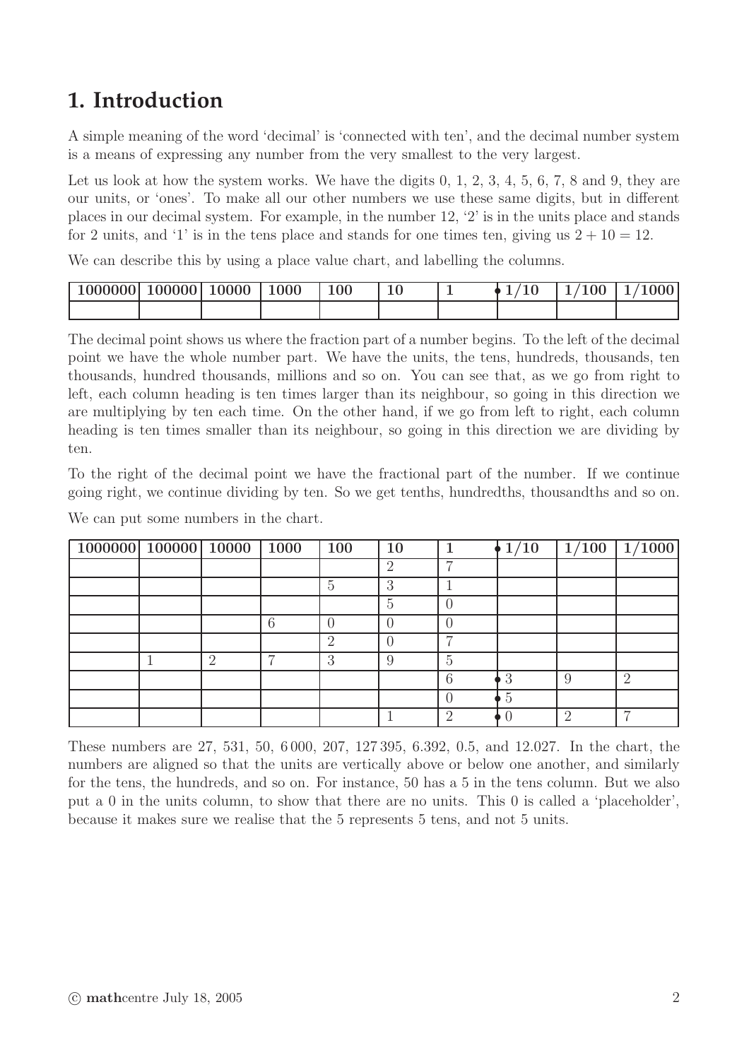# 1. Introduction

A simple meaning of the word 'decimal' is 'connected with ten', and the decimal number system is a means of expressing any number from the very smallest to the very largest.

Let us look at how the system works. We have the digits 0, 1, 2, 3, 4, 5, 6, 7, 8 and 9, they are our units, or 'ones'. To make all our other numbers we use these same digits, but in different places in our decimal system. For example, in the number 12, '2' is in the units place and stands for 2 units, and '1' is in the tens place and stands for one times ten, giving us $2 + 10 = 12$.

We can describe this by using a place value chart, and labelling the columns.

| 1000000 | 100000 | 10000 | 1000 | 100 | 10 | 1 | • 1/10 | 1/100 | 1/1000 |
|---|---|---|---|---|---|---|---|---|---|
| | | | | | | | | | |

The decimal point shows us where the fraction part of a number begins. To the left of the decimal point we have the whole number part. We have the units, the tens, hundreds, thousands, ten thousands, hundred thousands, millions and so on. You can see that, as we go from right to left, each column heading is ten times larger than its neighbour, so going in this direction we are multiplying by ten each time. On the other hand, if we go from left to right, each column heading is ten times smaller than its neighbour, so going in this direction we are dividing by ten.

To the right of the decimal point we have the fractional part of the number. If we continue going right, we continue dividing by ten. So we get tenths, hundredths, thousandths and so on.

We can put some numbers in the chart.

| 1000000 | 100000 | 10000 | 1000 | 100 | 10 | 1 | • 1/10 | 1/100 | 1/1000 |
|---|---|---|---|---|---|---|---|---|---|
| | | | | | 2 | 7 | | | |
| | | | | 5 | 3 | 1 | | | |
| | | | | | 5 | 0 | | | |
| | | | 6 | 0 | 0 | 0 | | | |
| | | | | 2 | 0 | 7 | | | |
| | 1 | 2 | 7 | 3 | 9 | 5 | | | |
| | | | | | | 6 | • 3 | 9 | 2 |
| | | | | | | 0 | • 5 | | |
| | | | | | 1 | 2 | • 0 | 2 | 7 |

These numbers are 27, 531, 50, 6 000, 207, 127 395, 6.392, 0.5, and 12.027. In the chart, the numbers are aligned so that the units are vertically above or below one another, and similarly for the tens, the hundreds, and so on. For instance, 50 has a 5 in the tens column. But we also put a 0 in the units column, to show that there are no units. This 0 is called a 'placeholder', because it makes sure we realise that the 5 represents 5 tens, and not 5 units.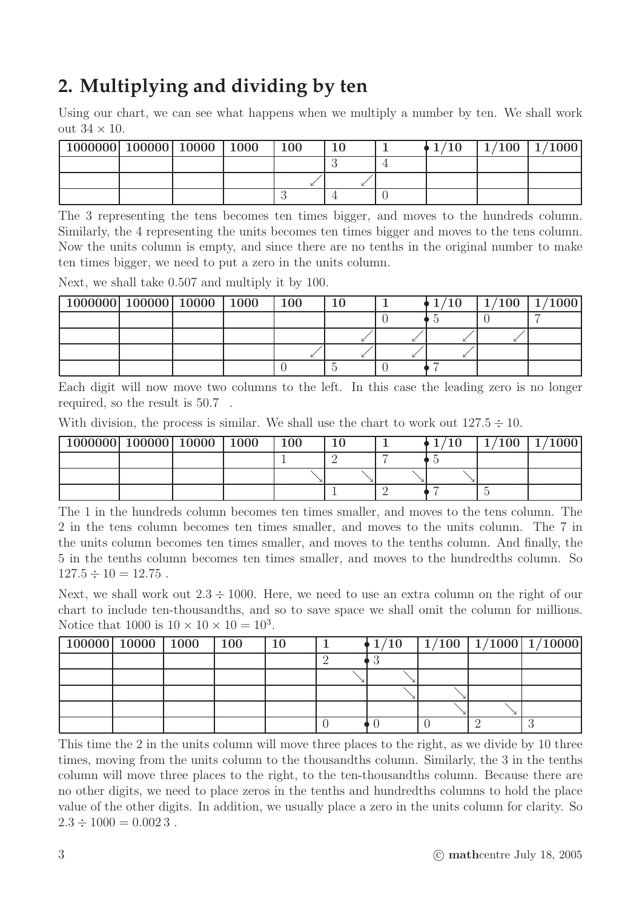## 2. Multiplying and dividing by ten

Using our chart, we can see what happens when we multiply a number by ten. We shall work out $34 \times 10$.

| 1000000 | 100000 | 10000 | 1000 | 100 | 10 | 1 | 1/10 | 1/100 | 1/1000 |
|---|---|---|---|---|---|---|---|---|---|
| | | | | | 3 | 4 | | | |
| | | | | ↙ | ↙ | | | | |
| | | | | 3 | 4 | 0 | | | |

The 3 representing the tens becomes ten times bigger, and moves to the hundreds column. Similarly, the 4 representing the units becomes ten times bigger and moves to the tens column. Now the units column is empty, and since there are no tenths in the original number to make ten times bigger, we need to put a zero in the units column.

Next, we shall take 0.507 and multiply it by 100.

| 1000000 | 100000 | 10000 | 1000 | 100 | 10 | 1 | 1/10 | 1/100 | 1/1000 |
|---|---|---|---|---|---|---|---|---|---|
| | | | | | | 0 | • 5 | 0 | 7 |
| | | | | | ↙ | ↙ | ↙ | ↙ | |
| | | | | ↙ | ↙ | ↙ | ↙ | | |
| | | | | 0 | 5 | 0 | • 7 | | |

Each digit will now move two columns to the left. In this case the leading zero is no longer required, so the result is 50.7 .

With division, the process is similar. We shall use the chart to work out $127.5 \div 10$.

| 1000000 | 100000 | 10000 | 1000 | 100 | 10 | 1 | 1/10 | 1/100 | 1/1000 |
|---|---|---|---|---|---|---|---|---|---|
| | | | | 1 | 2 | 7 | • 5 | | |
| | | | | ↘ | ↘ | ↘ | ↘ | | |
| | | | | | 1 | 2 | • 7 | 5 | |

The 1 in the hundreds column becomes ten times smaller, and moves to the tens column. The 2 in the tens column becomes ten times smaller, and moves to the units column. The 7 in the units column becomes ten times smaller, and moves to the tenths column. And finally, the 5 in the tenths column becomes ten times smaller, and moves to the hundredths column. So $127.5 \div 10 = 12.75$ .

Next, we shall work out $2.3 \div 1000$. Here, we need to use an extra column on the right of our chart to include ten-thousandths, and so to save space we shall omit the column for millions. Notice that 1000 is $10 \times 10 \times 10 = 10^3$.

| 100000 | 10000 | 1000 | 100 | 10 | 1 | 1/10 | 1/100 | 1/1000 | 1/10000 |
|---|---|---|---|---|---|---|---|---|---|
| | | | | | 2 | • 3 | | | |
| | | | | | ↘ | ↘ | | | |
| | | | | | | ↘ | ↘ | | |
| | | | | | | | ↘ | ↘ | |
| | | | | | 0 | • 0 | 0 | 2 | 3 |

This time the 2 in the units column will move three places to the right, as we divide by 10 three times, moving from the units column to the thousandths column. Similarly, the 3 in the tenths column will move three places to the right, to the ten-thousandths column. Because there are no other digits, we need to place zeros in the tenths and hundredths columns to hold the place value of the other digits. In addition, we usually place a zero in the units column for clarity. So $2.3 \div 1000 = 0.002\,3$ .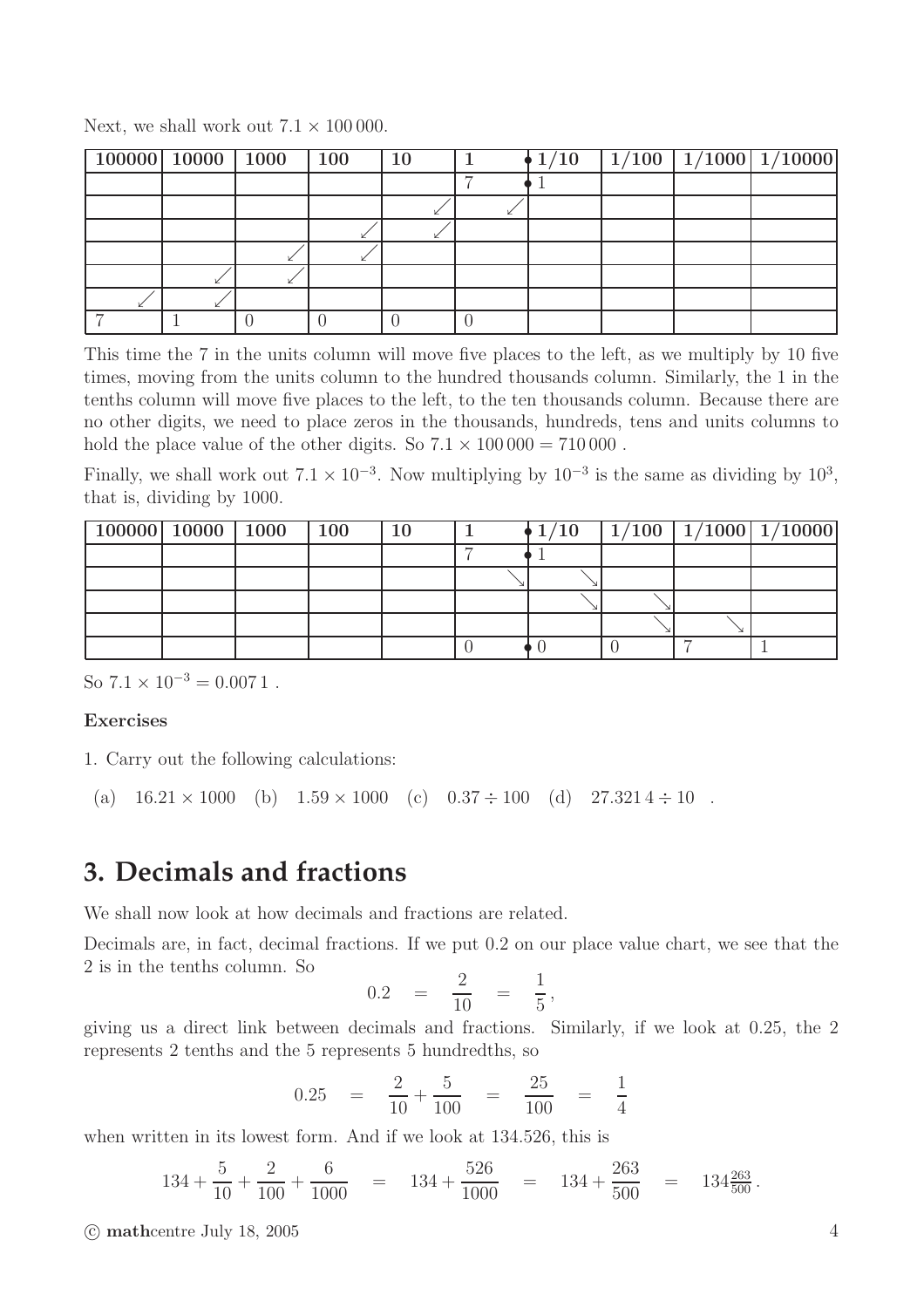Next, we shall work out $7.1 \times 100\,000$.

| 100000 | 10000 | 1000 | 100 | 10 | 1 | • 1/10 | 1/100 | 1/1000 | 1/10000 |
|---|---|---|---|---|---|---|---|---|---|
| | | | | | 7 | • 1 | | | |
| | | | | ↙ | ↙ | | | | |
| | | | ↙ | ↙ | | | | | |
| | | ↙ | ↙ | | | | | | |
| | ↙ | ↙ | | | | | | | |
| ↙ | ↙ | | | | | | | | |
| 7 | 1 | 0 | 0 | 0 | 0 | | | | |

This time the 7 in the units column will move five places to the left, as we multiply by 10 five times, moving from the units column to the hundred thousands column. Similarly, the 1 in the tenths column will move five places to the left, to the ten thousands column. Because there are no other digits, we need to place zeros in the thousands, hundreds, tens and units columns to hold the place value of the other digits. So $7.1 \times 100\,000 = 710\,000$ .

Finally, we shall work out $7.1 \times 10^{-3}$. Now multiplying by $10^{-3}$ is the same as dividing by $10^3$, that is, dividing by 1000.

| 100000 | 10000 | 1000 | 100 | 10 | 1 | • 1/10 | 1/100 | 1/1000 | 1/10000 |
|---|---|---|---|---|---|---|---|---|---|
| | | | | | 7 | • 1 | | | |
| | | | | | ↘ | ↘ | | | |
| | | | | | | ↘ | ↘ | | |
| | | | | | | | ↘ | ↘ | |
| | | | | | 0 | • 0 | 0 | 7 | 1 |

So $7.1 \times 10^{-3} = 0.007\,1$ .

**Exercises**

1. Carry out the following calculations:

(a) $16.21 \times 1000$ (b) $1.59 \times 1000$ (c) $0.37 \div 100$ (d) $27.321\,4 \div 10$ .

## 3. Decimals and fractions

We shall now look at how decimals and fractions are related.

Decimals are, in fact, decimal fractions. If we put 0.2 on our place value chart, we see that the 2 is in the tenths column. So

$$0.2 = \frac{2}{10} = \frac{1}{5},$$

giving us a direct link between decimals and fractions. Similarly, if we look at 0.25, the 2 represents 2 tenths and the 5 represents 5 hundredths, so

$$0.25 = \frac{2}{10} + \frac{5}{100} = \frac{25}{100} = \frac{1}{4}$$

when written in its lowest form. And if we look at 134.526, this is

$$134 + \frac{5}{10} + \frac{2}{100} + \frac{6}{1000} = 134 + \frac{526}{1000} = 134 + \frac{263}{500} = 134\tfrac{263}{500}.$$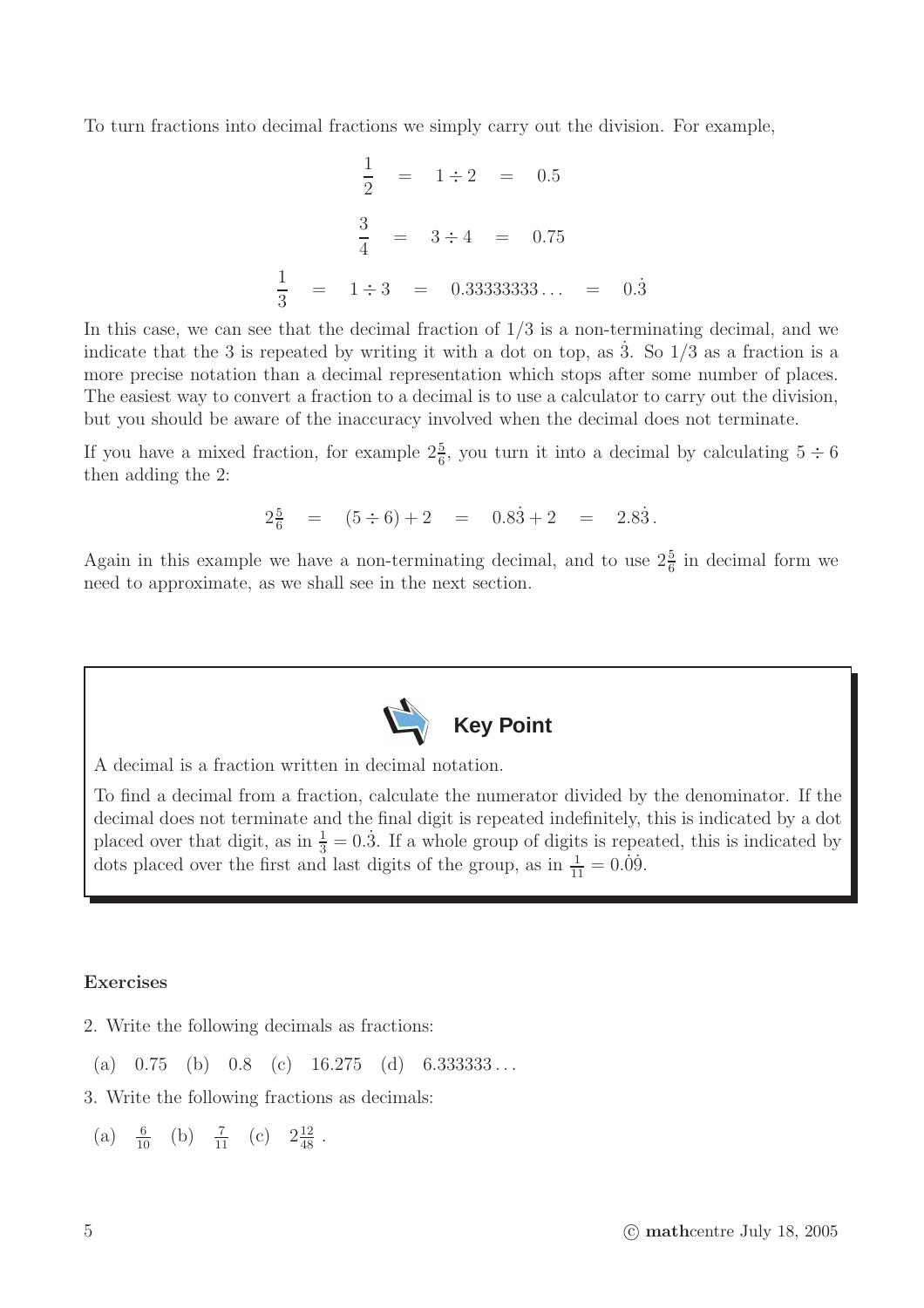To turn fractions into decimal fractions we simply carry out the division. For example,

$$\frac{1}{2} = 1 \div 2 = 0.5$$

$$\frac{3}{4} = 3 \div 4 = 0.75$$

$$\frac{1}{3} = 1 \div 3 = 0.33333333\ldots = 0.\dot{3}$$

In this case, we can see that the decimal fraction of $1/3$ is a non-terminating decimal, and we indicate that the 3 is repeated by writing it with a dot on top, as $\dot{3}$. So $1/3$ as a fraction is a more precise notation than a decimal representation which stops after some number of places. The easiest way to convert a fraction to a decimal is to use a calculator to carry out the division, but you should be aware of the inaccuracy involved when the decimal does not terminate.

If you have a mixed fraction, for example $2\frac{5}{6}$, you turn it into a decimal by calculating $5 \div 6$ then adding the 2:

$$2\tfrac{5}{6} = (5 \div 6) + 2 = 0.8\dot{3} + 2 = 2.8\dot{3}\,.$$

Again in this example we have a non-terminating decimal, and to use $2\frac{5}{6}$ in decimal form we need to approximate, as we shall see in the next section.

**Key Point**

A decimal is a fraction written in decimal notation.

To find a decimal from a fraction, calculate the numerator divided by the denominator. If the decimal does not terminate and the final digit is repeated indefinitely, this is indicated by a dot placed over that digit, as in $\frac{1}{3} = 0.\dot{3}$. If a whole group of digits is repeated, this is indicated by dots placed over the first and last digits of the group, as in $\frac{1}{11} = 0.\dot{0}\dot{9}$.

**Exercises**

2. Write the following decimals as fractions:

(a) 0.75 (b) 0.8 (c) 16.275 (d) 6.333333...

3. Write the following fractions as decimals:

(a) $\frac{6}{10}$ (b) $\frac{7}{11}$ (c) $2\frac{12}{48}$ .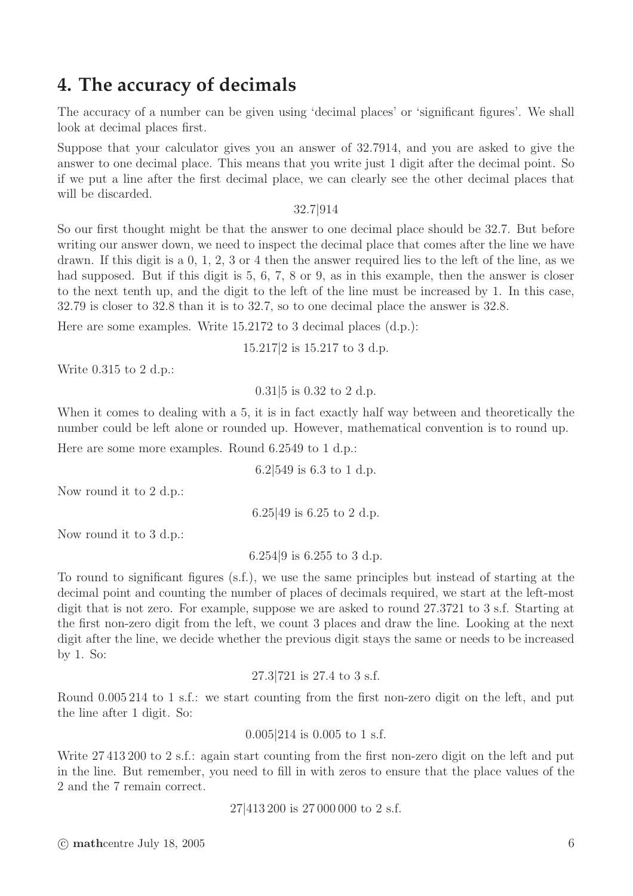## 4. The accuracy of decimals

The accuracy of a number can be given using 'decimal places' or 'significant figures'. We shall look at decimal places first.

Suppose that your calculator gives you an answer of 32.7914, and you are asked to give the answer to one decimal place. This means that you write just 1 digit after the decimal point. So if we put a line after the first decimal place, we can clearly see the other decimal places that will be discarded.

$$32.7|914$$

So our first thought might be that the answer to one decimal place should be 32.7. But before writing our answer down, we need to inspect the decimal place that comes after the line we have drawn. If this digit is a 0, 1, 2, 3 or 4 then the answer required lies to the left of the line, as we had supposed. But if this digit is 5, 6, 7, 8 or 9, as in this example, then the answer is closer to the next tenth up, and the digit to the left of the line must be increased by 1. In this case, 32.79 is closer to 32.8 than it is to 32.7, so to one decimal place the answer is 32.8.

Here are some examples. Write 15.2172 to 3 decimal places (d.p.):

$$15.217|2 \text{ is } 15.217 \text{ to 3 d.p.}$$

Write 0.315 to 2 d.p.:

$$0.31|5 \text{ is } 0.32 \text{ to 2 d.p.}$$

When it comes to dealing with a 5, it is in fact exactly half way between and theoretically the number could be left alone or rounded up. However, mathematical convention is to round up.

Here are some more examples. Round 6.2549 to 1 d.p.:

$$6.2|549 \text{ is } 6.3 \text{ to 1 d.p.}$$

Now round it to 2 d.p.:

$$6.25|49 \text{ is } 6.25 \text{ to 2 d.p.}$$

Now round it to 3 d.p.:

$$6.254|9 \text{ is } 6.255 \text{ to 3 d.p.}$$

To round to significant figures (s.f.), we use the same principles but instead of starting at the decimal point and counting the number of places of decimals required, we start at the left-most digit that is not zero. For example, suppose we are asked to round 27.3721 to 3 s.f. Starting at the first non-zero digit from the left, we count 3 places and draw the line. Looking at the next digit after the line, we decide whether the previous digit stays the same or needs to be increased by 1. So:

$$27.3|721 \text{ is } 27.4 \text{ to 3 s.f.}$$

Round 0.005 214 to 1 s.f.: we start counting from the first non-zero digit on the left, and put the line after 1 digit. So:

$$0.005|214 \text{ is } 0.005 \text{ to 1 s.f.}$$

Write 27 413 200 to 2 s.f.: again start counting from the first non-zero digit on the left and put in the line. But remember, you need to fill in with zeros to ensure that the place values of the 2 and the 7 remain correct.

$$27|413\,200 \text{ is } 27\,000\,000 \text{ to 2 s.f.}$$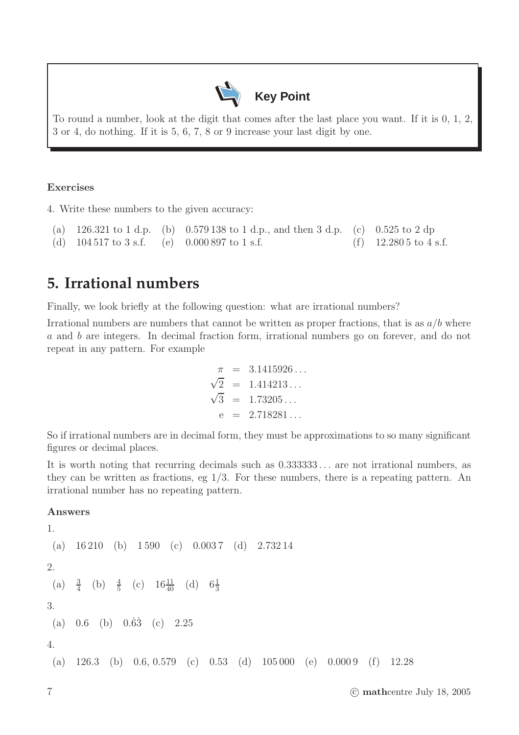> **Key Point**
>
> To round a number, look at the digit that comes after the last place you want. If it is 0, 1, 2, 3 or 4, do nothing. If it is 5, 6, 7, 8 or 9 increase your last digit by one.

**Exercises**

4. Write these numbers to the given accuracy:

(a) 126.321 to 1 d.p. (b) 0.579 138 to 1 d.p., and then 3 d.p. (c) 0.525 to 2 dp
(d) 104 517 to 3 s.f. (e) 0.000 897 to 1 s.f. (f) 12.280 5 to 4 s.f.

# 5. Irrational numbers

Finally, we look briefly at the following question: what are irrational numbers?

Irrational numbers are numbers that cannot be written as proper fractions, that is as $a/b$ where $a$ and $b$ are integers. In decimal fraction form, irrational numbers go on forever, and do not repeat in any pattern. For example

$$\begin{aligned} \pi &= 3.1415926\ldots \\ \sqrt{2} &= 1.414213\ldots \\ \sqrt{3} &= 1.73205\ldots \\ \mathrm{e} &= 2.718281\ldots \end{aligned}$$

So if irrational numbers are in decimal form, they must be approximations to so many significant figures or decimal places.

It is worth noting that recurring decimals such as 0.333333 . . . are not irrational numbers, as they can be written as fractions, eg 1/3. For these numbers, there is a repeating pattern. An irrational number has no repeating pattern.

**Answers**

1.

(a) 16 210 (b) 1 590 (c) 0.003 7 (d) 2.732 14

2.

(a) $\frac{3}{4}$ (b) $\frac{4}{5}$ (c) $16\frac{11}{40}$ (d) $6\frac{1}{3}$

3.

(a) 0.6 (b) $0.\dot{6}\dot{3}$ (c) 2.25

4.

(a) 126.3 (b) 0.6, 0.579 (c) 0.53 (d) 105 000 (e) 0.000 9 (f) 12.28